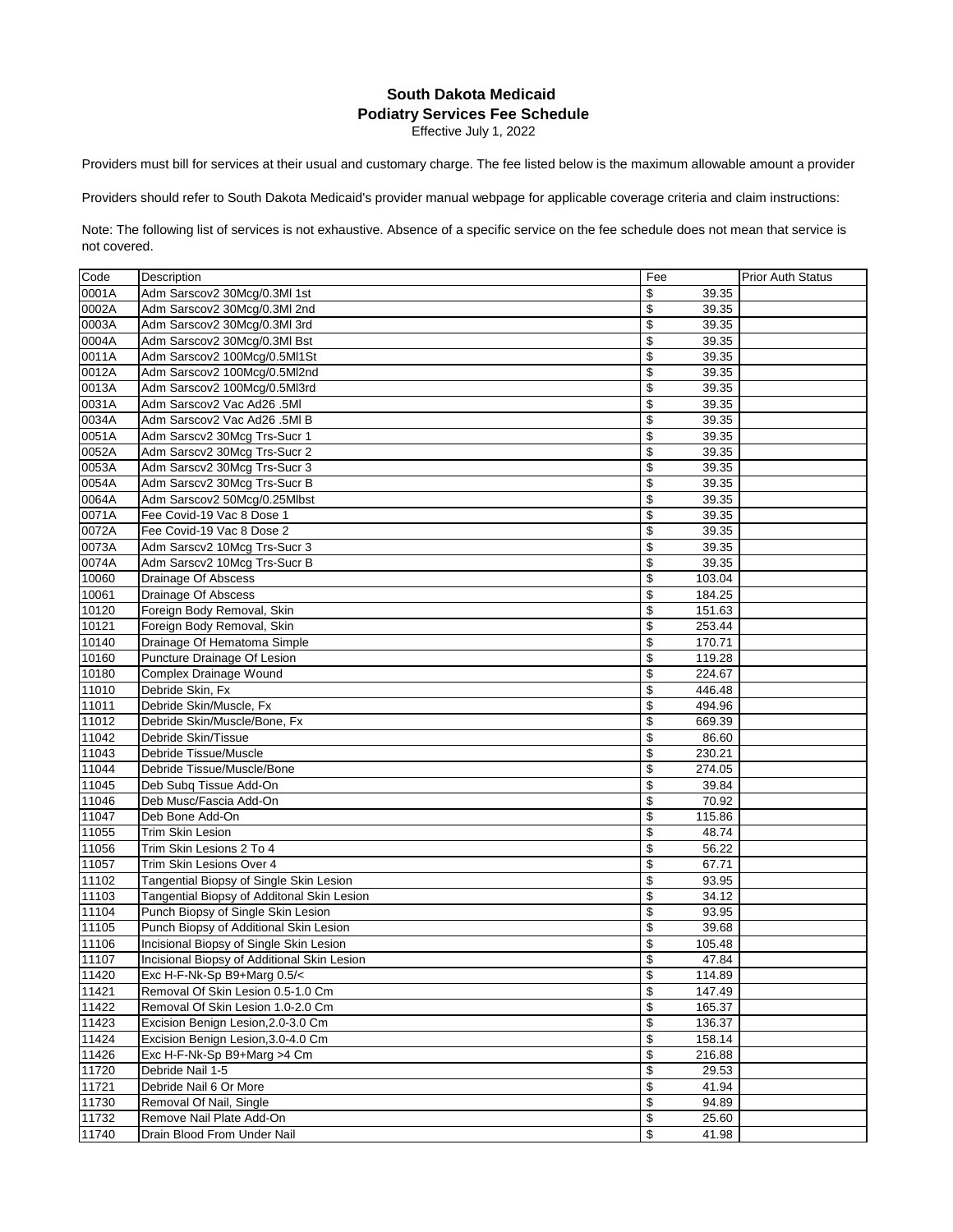# South Dakota Medicaid
## Podiatry Services Fee Schedule
Effective July 1, 2022

Providers must bill for services at their usual and customary charge. The fee listed below is the maximum allowable amount a provider

Providers should refer to South Dakota Medicaid's provider manual webpage for applicable coverage criteria and claim instructions:

Note: The following list of services is not exhaustive. Absence of a specific service on the fee schedule does not mean that service is not covered.

| Code | Description | Fee | Prior Auth Status |
|---|---|---|---|
| 0001A | Adm Sarscov2 30Mcg/0.3Ml 1st | $ 39.35 | |
| 0002A | Adm Sarscov2 30Mcg/0.3Ml 2nd | $ 39.35 | |
| 0003A | Adm Sarscov2 30Mcg/0.3Ml 3rd | $ 39.35 | |
| 0004A | Adm Sarscov2 30Mcg/0.3Ml Bst | $ 39.35 | |
| 0011A | Adm Sarscov2 100Mcg/0.5Ml1St | $ 39.35 | |
| 0012A | Adm Sarscov2 100Mcg/0.5Ml2nd | $ 39.35 | |
| 0013A | Adm Sarscov2 100Mcg/0.5Ml3rd | $ 39.35 | |
| 0031A | Adm Sarscov2 Vac Ad26 .5Ml | $ 39.35 | |
| 0034A | Adm Sarscov2 Vac Ad26 .5Ml B | $ 39.35 | |
| 0051A | Adm Sarscv2 30Mcg Trs-Sucr 1 | $ 39.35 | |
| 0052A | Adm Sarscv2 30Mcg Trs-Sucr 2 | $ 39.35 | |
| 0053A | Adm Sarscv2 30Mcg Trs-Sucr 3 | $ 39.35 | |
| 0054A | Adm Sarscv2 30Mcg Trs-Sucr B | $ 39.35 | |
| 0064A | Adm Sarscov2 50Mcg/0.25Mlbst | $ 39.35 | |
| 0071A | Fee Covid-19 Vac 8 Dose 1 | $ 39.35 | |
| 0072A | Fee Covid-19 Vac 8 Dose 2 | $ 39.35 | |
| 0073A | Adm Sarscv2 10Mcg Trs-Sucr 3 | $ 39.35 | |
| 0074A | Adm Sarscv2 10Mcg Trs-Sucr B | $ 39.35 | |
| 10060 | Drainage Of Abscess | $ 103.04 | |
| 10061 | Drainage Of Abscess | $ 184.25 | |
| 10120 | Foreign Body Removal, Skin | $ 151.63 | |
| 10121 | Foreign Body Removal, Skin | $ 253.44 | |
| 10140 | Drainage Of Hematoma Simple | $ 170.71 | |
| 10160 | Puncture Drainage Of Lesion | $ 119.28 | |
| 10180 | Complex Drainage Wound | $ 224.67 | |
| 11010 | Debride Skin, Fx | $ 446.48 | |
| 11011 | Debride Skin/Muscle, Fx | $ 494.96 | |
| 11012 | Debride Skin/Muscle/Bone, Fx | $ 669.39 | |
| 11042 | Debride Skin/Tissue | $ 86.60 | |
| 11043 | Debride Tissue/Muscle | $ 230.21 | |
| 11044 | Debride Tissue/Muscle/Bone | $ 274.05 | |
| 11045 | Deb Subq Tissue Add-On | $ 39.84 | |
| 11046 | Deb Musc/Fascia Add-On | $ 70.92 | |
| 11047 | Deb Bone Add-On | $ 115.86 | |
| 11055 | Trim Skin Lesion | $ 48.74 | |
| 11056 | Trim Skin Lesions 2 To 4 | $ 56.22 | |
| 11057 | Trim Skin Lesions Over 4 | $ 67.71 | |
| 11102 | Tangential Biopsy of Single Skin Lesion | $ 93.95 | |
| 11103 | Tangential Biopsy of Additonal Skin Lesion | $ 34.12 | |
| 11104 | Punch Biopsy of Single Skin Lesion | $ 93.95 | |
| 11105 | Punch Biopsy of Additional Skin Lesion | $ 39.68 | |
| 11106 | Incisional Biopsy of Single Skin Lesion | $ 105.48 | |
| 11107 | Incisional Biopsy of Additional Skin Lesion | $ 47.84 | |
| 11420 | Exc H-F-Nk-Sp B9+Marg 0.5/< | $ 114.89 | |
| 11421 | Removal Of Skin Lesion 0.5-1.0 Cm | $ 147.49 | |
| 11422 | Removal Of Skin Lesion 1.0-2.0 Cm | $ 165.37 | |
| 11423 | Excision Benign Lesion,2.0-3.0 Cm | $ 136.37 | |
| 11424 | Excision Benign Lesion,3.0-4.0 Cm | $ 158.14 | |
| 11426 | Exc H-F-Nk-Sp B9+Marg >4 Cm | $ 216.88 | |
| 11720 | Debride Nail 1-5 | $ 29.53 | |
| 11721 | Debride Nail 6 Or More | $ 41.94 | |
| 11730 | Removal Of Nail, Single | $ 94.89 | |
| 11732 | Remove Nail Plate Add-On | $ 25.60 | |
| 11740 | Drain Blood From Under Nail | $ 41.98 | |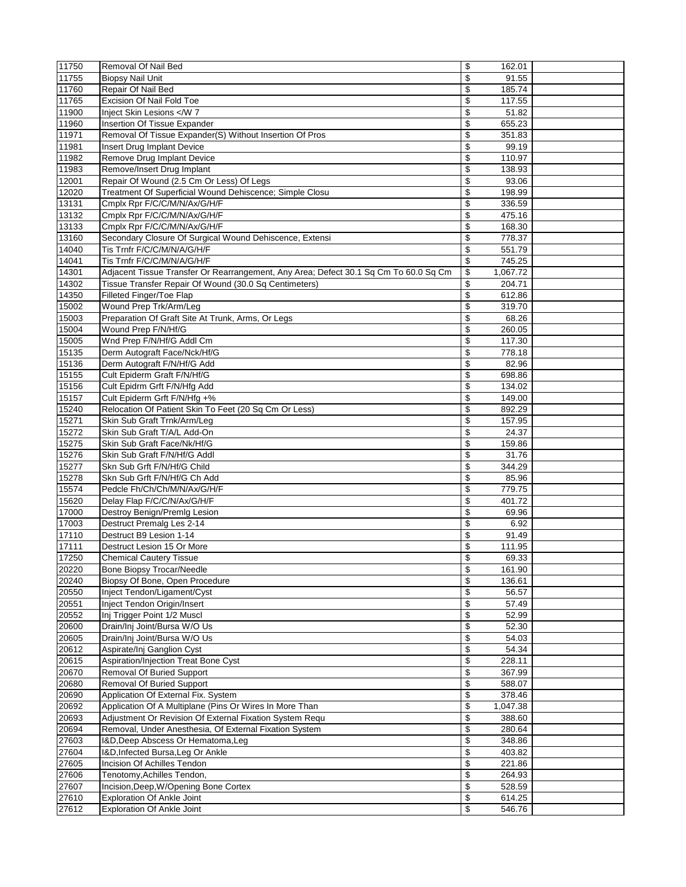| | | | | |
|---|---|---|---|---|
| 11750 | Removal Of Nail Bed | $ | 162.01 | |
| 11755 | Biopsy Nail Unit | $ | 91.55 | |
| 11760 | Repair Of Nail Bed | $ | 185.74 | |
| 11765 | Excision Of Nail Fold Toe | $ | 117.55 | |
| 11900 | Inject Skin Lesions </W 7 | $ | 51.82 | |
| 11960 | Insertion Of Tissue Expander | $ | 655.23 | |
| 11971 | Removal Of Tissue Expander(S) Without Insertion Of Pros | $ | 351.83 | |
| 11981 | Insert Drug Implant Device | $ | 99.19 | |
| 11982 | Remove Drug Implant Device | $ | 110.97 | |
| 11983 | Remove/Insert Drug Implant | $ | 138.93 | |
| 12001 | Repair Of Wound (2.5 Cm Or Less) Of Legs | $ | 93.06 | |
| 12020 | Treatment Of Superficial Wound Dehiscence; Simple Closu | $ | 198.99 | |
| 13131 | Cmplx Rpr F/C/C/M/N/Ax/G/H/F | $ | 336.59 | |
| 13132 | Cmplx Rpr F/C/C/M/N/Ax/G/H/F | $ | 475.16 | |
| 13133 | Cmplx Rpr F/C/C/M/N/Ax/G/H/F | $ | 168.30 | |
| 13160 | Secondary Closure Of Surgical Wound Dehiscence, Extensi | $ | 778.37 | |
| 14040 | Tis Trnfr F/C/C/M/N/A/G/H/F | $ | 551.79 | |
| 14041 | Tis Trnfr F/C/C/M/N/A/G/H/F | $ | 745.25 | |
| 14301 | Adjacent Tissue Transfer Or Rearrangement, Any Area; Defect 30.1 Sq Cm To 60.0 Sq Cm | $ | 1,067.72 | |
| 14302 | Tissue Transfer Repair Of Wound (30.0 Sq Centimeters) | $ | 204.71 | |
| 14350 | Filleted Finger/Toe Flap | $ | 612.86 | |
| 15002 | Wound Prep Trk/Arm/Leg | $ | 319.70 | |
| 15003 | Preparation Of Graft Site At Trunk, Arms, Or Legs | $ | 68.26 | |
| 15004 | Wound Prep F/N/Hf/G | $ | 260.05 | |
| 15005 | Wnd Prep F/N/Hf/G Addl Cm | $ | 117.30 | |
| 15135 | Derm Autograft Face/Nck/Hf/G | $ | 778.18 | |
| 15136 | Derm Autograft F/N/Hf/G Add | $ | 82.96 | |
| 15155 | Cult Epiderm Graft F/N/Hf/G | $ | 698.86 | |
| 15156 | Cult Epidrm Grft F/N/Hfg Add | $ | 134.02 | |
| 15157 | Cult Epiderm Grft F/N/Hfg +% | $ | 149.00 | |
| 15240 | Relocation Of Patient Skin To Feet (20 Sq Cm Or Less) | $ | 892.29 | |
| 15271 | Skin Sub Graft Trnk/Arm/Leg | $ | 157.95 | |
| 15272 | Skin Sub Graft T/A/L Add-On | $ | 24.37 | |
| 15275 | Skin Sub Graft Face/Nk/Hf/G | $ | 159.86 | |
| 15276 | Skin Sub Graft F/N/Hf/G Addl | $ | 31.76 | |
| 15277 | Skn Sub Grft F/N/Hf/G Child | $ | 344.29 | |
| 15278 | Skn Sub Grft F/N/Hf/G Ch Add | $ | 85.96 | |
| 15574 | Pedcle Fh/Ch/Ch/M/N/Ax/G/H/F | $ | 779.75 | |
| 15620 | Delay Flap F/C/C/N/Ax/G/H/F | $ | 401.72 | |
| 17000 | Destroy Benign/Premlg Lesion | $ | 69.96 | |
| 17003 | Destruct Premalg Les 2-14 | $ | 6.92 | |
| 17110 | Destruct B9 Lesion 1-14 | $ | 91.49 | |
| 17111 | Destruct Lesion 15 Or More | $ | 111.95 | |
| 17250 | Chemical Cautery Tissue | $ | 69.33 | |
| 20220 | Bone Biopsy Trocar/Needle | $ | 161.90 | |
| 20240 | Biopsy Of Bone, Open Procedure | $ | 136.61 | |
| 20550 | Inject Tendon/Ligament/Cyst | $ | 56.57 | |
| 20551 | Inject Tendon Origin/Insert | $ | 57.49 | |
| 20552 | Inj Trigger Point 1/2 Muscl | $ | 52.99 | |
| 20600 | Drain/Inj Joint/Bursa W/O Us | $ | 52.30 | |
| 20605 | Drain/Inj Joint/Bursa W/O Us | $ | 54.03 | |
| 20612 | Aspirate/Inj Ganglion Cyst | $ | 54.34 | |
| 20615 | Aspiration/Injection Treat Bone Cyst | $ | 228.11 | |
| 20670 | Removal Of Buried Support | $ | 367.99 | |
| 20680 | Removal Of Buried Support | $ | 588.07 | |
| 20690 | Application Of External Fix. System | $ | 378.46 | |
| 20692 | Application Of A Multiplane (Pins Or Wires In More Than | $ | 1,047.38 | |
| 20693 | Adjustment Or Revision Of External Fixation System Requ | $ | 388.60 | |
| 20694 | Removal, Under Anesthesia, Of External Fixation System | $ | 280.64 | |
| 27603 | I&D,Deep Abscess Or Hematoma,Leg | $ | 348.86 | |
| 27604 | I&D,Infected Bursa,Leg Or Ankle | $ | 403.82 | |
| 27605 | Incision Of Achilles Tendon | $ | 221.86 | |
| 27606 | Tenotomy,Achilles Tendon, | $ | 264.93 | |
| 27607 | Incision,Deep,W/Opening Bone Cortex | $ | 528.59 | |
| 27610 | Exploration Of Ankle Joint | $ | 614.25 | |
| 27612 | Exploration Of Ankle Joint | $ | 546.76 | |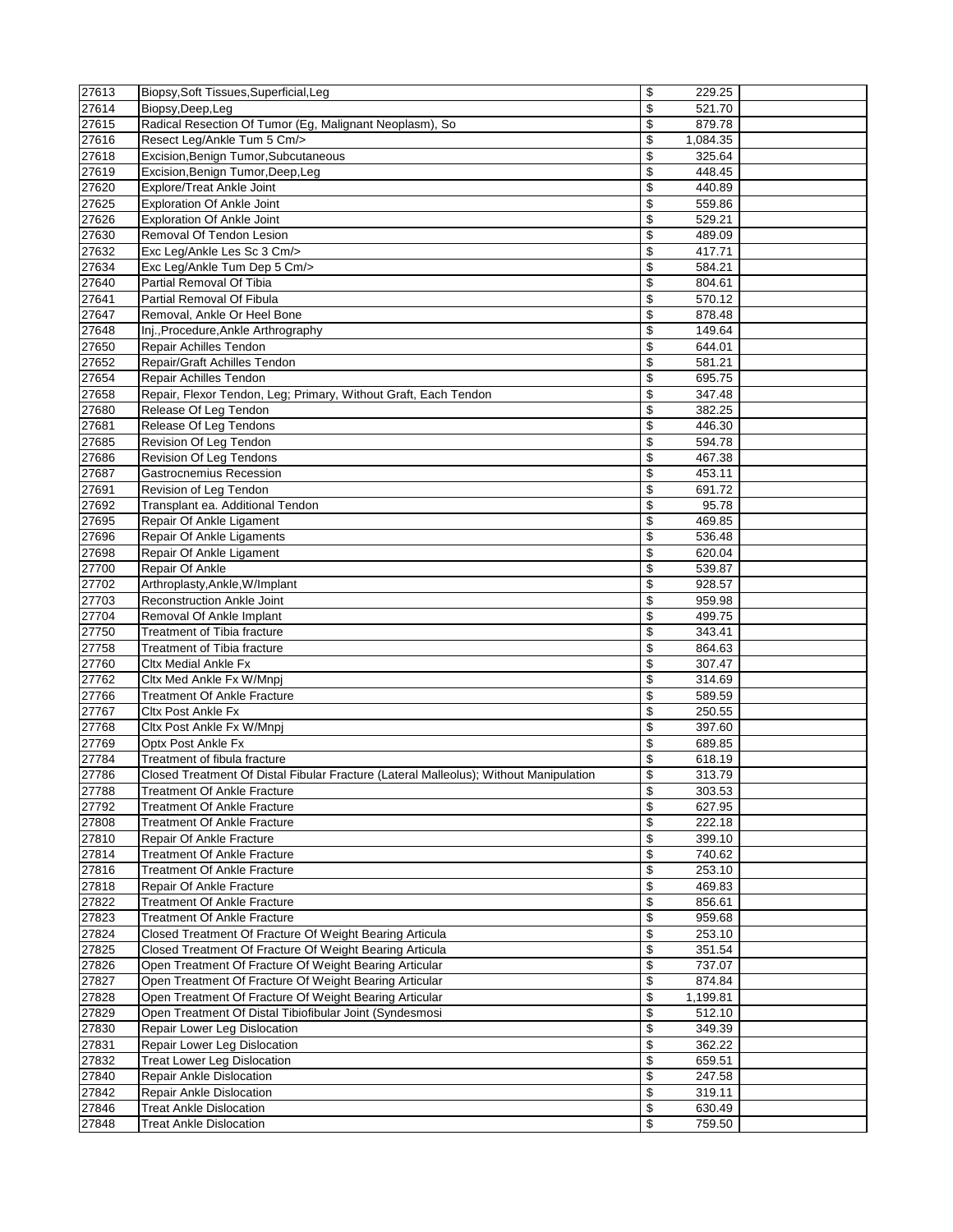| | | | | |
|---|---|---|---|---|
| 27613 | Biopsy,Soft Tissues,Superficial,Leg | $ | 229.25 | |
| 27614 | Biopsy,Deep,Leg | $ | 521.70 | |
| 27615 | Radical Resection Of Tumor (Eg, Malignant Neoplasm), So | $ | 879.78 | |
| 27616 | Resect Leg/Ankle Tum 5 Cm/> | $ | 1,084.35 | |
| 27618 | Excision,Benign Tumor,Subcutaneous | $ | 325.64 | |
| 27619 | Excision,Benign Tumor,Deep,Leg | $ | 448.45 | |
| 27620 | Explore/Treat Ankle Joint | $ | 440.89 | |
| 27625 | Exploration Of Ankle Joint | $ | 559.86 | |
| 27626 | Exploration Of Ankle Joint | $ | 529.21 | |
| 27630 | Removal Of Tendon Lesion | $ | 489.09 | |
| 27632 | Exc Leg/Ankle Les Sc 3 Cm/> | $ | 417.71 | |
| 27634 | Exc Leg/Ankle Tum Dep 5 Cm/> | $ | 584.21 | |
| 27640 | Partial Removal Of Tibia | $ | 804.61 | |
| 27641 | Partial Removal Of Fibula | $ | 570.12 | |
| 27647 | Removal, Ankle Or Heel Bone | $ | 878.48 | |
| 27648 | Inj.,Procedure,Ankle Arthrography | $ | 149.64 | |
| 27650 | Repair Achilles Tendon | $ | 644.01 | |
| 27652 | Repair/Graft Achilles Tendon | $ | 581.21 | |
| 27654 | Repair Achilles Tendon | $ | 695.75 | |
| 27658 | Repair, Flexor Tendon, Leg; Primary, Without Graft, Each Tendon | $ | 347.48 | |
| 27680 | Release Of Leg Tendon | $ | 382.25 | |
| 27681 | Release Of Leg Tendons | $ | 446.30 | |
| 27685 | Revision Of Leg Tendon | $ | 594.78 | |
| 27686 | Revision Of Leg Tendons | $ | 467.38 | |
| 27687 | Gastrocnemius Recession | $ | 453.11 | |
| 27691 | Revision of Leg Tendon | $ | 691.72 | |
| 27692 | Transplant ea. Additional Tendon | $ | 95.78 | |
| 27695 | Repair Of Ankle Ligament | $ | 469.85 | |
| 27696 | Repair Of Ankle Ligaments | $ | 536.48 | |
| 27698 | Repair Of Ankle Ligament | $ | 620.04 | |
| 27700 | Repair Of Ankle | $ | 539.87 | |
| 27702 | Arthroplasty,Ankle,W/Implant | $ | 928.57 | |
| 27703 | Reconstruction Ankle Joint | $ | 959.98 | |
| 27704 | Removal Of Ankle Implant | $ | 499.75 | |
| 27750 | Treatment of Tibia fracture | $ | 343.41 | |
| 27758 | Treatment of Tibia fracture | $ | 864.63 | |
| 27760 | Cltx Medial Ankle Fx | $ | 307.47 | |
| 27762 | Cltx Med Ankle Fx W/Mnpj | $ | 314.69 | |
| 27766 | Treatment Of Ankle Fracture | $ | 589.59 | |
| 27767 | Cltx Post Ankle Fx | $ | 250.55 | |
| 27768 | Cltx Post Ankle Fx W/Mnpj | $ | 397.60 | |
| 27769 | Optx Post Ankle Fx | $ | 689.85 | |
| 27784 | Treatment of fibula fracture | $ | 618.19 | |
| 27786 | Closed Treatment Of Distal Fibular Fracture (Lateral Malleolus); Without Manipulation | $ | 313.79 | |
| 27788 | Treatment Of Ankle Fracture | $ | 303.53 | |
| 27792 | Treatment Of Ankle Fracture | $ | 627.95 | |
| 27808 | Treatment Of Ankle Fracture | $ | 222.18 | |
| 27810 | Repair Of Ankle Fracture | $ | 399.10 | |
| 27814 | Treatment Of Ankle Fracture | $ | 740.62 | |
| 27816 | Treatment Of Ankle Fracture | $ | 253.10 | |
| 27818 | Repair Of Ankle Fracture | $ | 469.83 | |
| 27822 | Treatment Of Ankle Fracture | $ | 856.61 | |
| 27823 | Treatment Of Ankle Fracture | $ | 959.68 | |
| 27824 | Closed Treatment Of Fracture Of Weight Bearing Articula | $ | 253.10 | |
| 27825 | Closed Treatment Of Fracture Of Weight Bearing Articula | $ | 351.54 | |
| 27826 | Open Treatment Of Fracture Of Weight Bearing Articular | $ | 737.07 | |
| 27827 | Open Treatment Of Fracture Of Weight Bearing Articular | $ | 874.84 | |
| 27828 | Open Treatment Of Fracture Of Weight Bearing Articular | $ | 1,199.81 | |
| 27829 | Open Treatment Of Distal Tibiofibular Joint (Syndesmosi | $ | 512.10 | |
| 27830 | Repair Lower Leg Dislocation | $ | 349.39 | |
| 27831 | Repair Lower Leg Dislocation | $ | 362.22 | |
| 27832 | Treat Lower Leg Dislocation | $ | 659.51 | |
| 27840 | Repair Ankle Dislocation | $ | 247.58 | |
| 27842 | Repair Ankle Dislocation | $ | 319.11 | |
| 27846 | Treat Ankle Dislocation | $ | 630.49 | |
| 27848 | Treat Ankle Dislocation | $ | 759.50 | |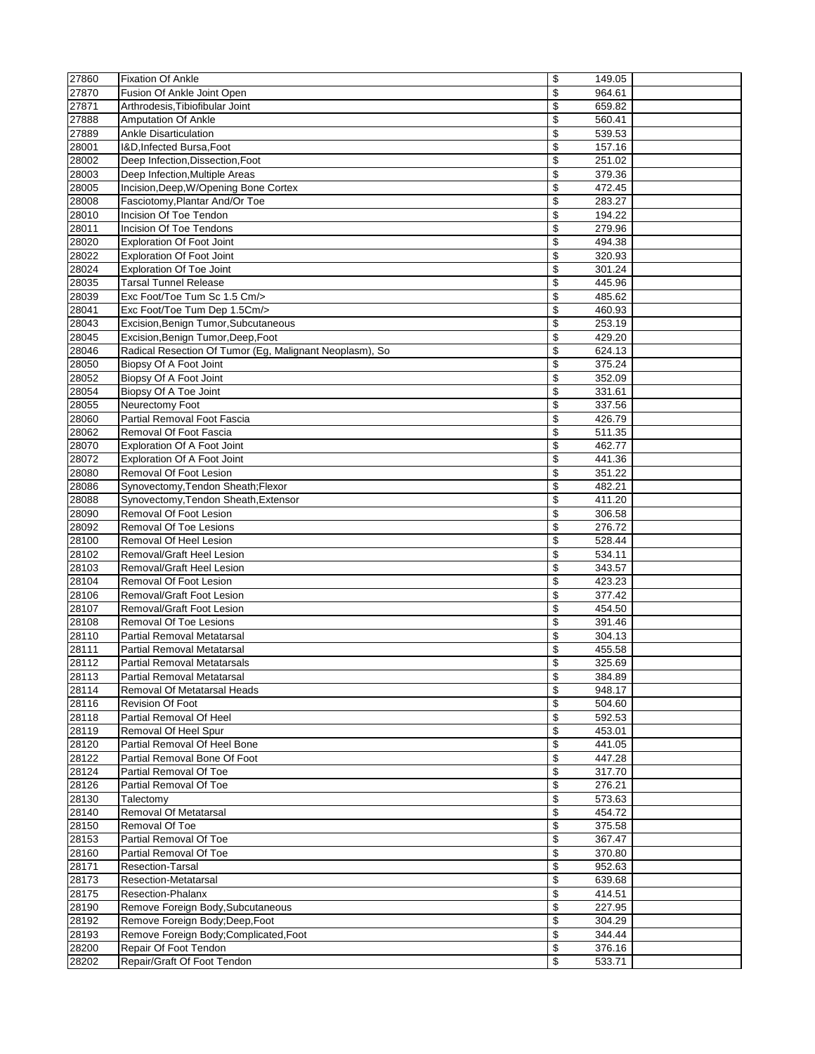| | | | | |
|---|---|---|---|---|
| 27860 | Fixation Of Ankle | $ | 149.05 | |
| 27870 | Fusion Of Ankle Joint Open | $ | 964.61 | |
| 27871 | Arthrodesis,Tibiofibular Joint | $ | 659.82 | |
| 27888 | Amputation Of Ankle | $ | 560.41 | |
| 27889 | Ankle Disarticulation | $ | 539.53 | |
| 28001 | I&D,Infected Bursa,Foot | $ | 157.16 | |
| 28002 | Deep Infection,Dissection,Foot | $ | 251.02 | |
| 28003 | Deep Infection,Multiple Areas | $ | 379.36 | |
| 28005 | Incision,Deep,W/Opening Bone Cortex | $ | 472.45 | |
| 28008 | Fasciotomy,Plantar And/Or Toe | $ | 283.27 | |
| 28010 | Incision Of Toe Tendon | $ | 194.22 | |
| 28011 | Incision Of Toe Tendons | $ | 279.96 | |
| 28020 | Exploration Of Foot Joint | $ | 494.38 | |
| 28022 | Exploration Of Foot Joint | $ | 320.93 | |
| 28024 | Exploration Of Toe Joint | $ | 301.24 | |
| 28035 | Tarsal Tunnel Release | $ | 445.96 | |
| 28039 | Exc Foot/Toe Tum Sc 1.5 Cm/> | $ | 485.62 | |
| 28041 | Exc Foot/Toe Tum Dep 1.5Cm/> | $ | 460.93 | |
| 28043 | Excision,Benign Tumor,Subcutaneous | $ | 253.19 | |
| 28045 | Excision,Benign Tumor,Deep,Foot | $ | 429.20 | |
| 28046 | Radical Resection Of Tumor (Eg, Malignant Neoplasm), So | $ | 624.13 | |
| 28050 | Biopsy Of A Foot Joint | $ | 375.24 | |
| 28052 | Biopsy Of A Foot Joint | $ | 352.09 | |
| 28054 | Biopsy Of A Toe Joint | $ | 331.61 | |
| 28055 | Neurectomy Foot | $ | 337.56 | |
| 28060 | Partial Removal Foot Fascia | $ | 426.79 | |
| 28062 | Removal Of Foot Fascia | $ | 511.35 | |
| 28070 | Exploration Of A Foot Joint | $ | 462.77 | |
| 28072 | Exploration Of A Foot Joint | $ | 441.36 | |
| 28080 | Removal Of Foot Lesion | $ | 351.22 | |
| 28086 | Synovectomy,Tendon Sheath;Flexor | $ | 482.21 | |
| 28088 | Synovectomy,Tendon Sheath,Extensor | $ | 411.20 | |
| 28090 | Removal Of Foot Lesion | $ | 306.58 | |
| 28092 | Removal Of Toe Lesions | $ | 276.72 | |
| 28100 | Removal Of Heel Lesion | $ | 528.44 | |
| 28102 | Removal/Graft Heel Lesion | $ | 534.11 | |
| 28103 | Removal/Graft Heel Lesion | $ | 343.57 | |
| 28104 | Removal Of Foot Lesion | $ | 423.23 | |
| 28106 | Removal/Graft Foot Lesion | $ | 377.42 | |
| 28107 | Removal/Graft Foot Lesion | $ | 454.50 | |
| 28108 | Removal Of Toe Lesions | $ | 391.46 | |
| 28110 | Partial Removal Metatarsal | $ | 304.13 | |
| 28111 | Partial Removal Metatarsal | $ | 455.58 | |
| 28112 | Partial Removal Metatarsals | $ | 325.69 | |
| 28113 | Partial Removal Metatarsal | $ | 384.89 | |
| 28114 | Removal Of Metatarsal Heads | $ | 948.17 | |
| 28116 | Revision Of Foot | $ | 504.60 | |
| 28118 | Partial Removal Of Heel | $ | 592.53 | |
| 28119 | Removal Of Heel Spur | $ | 453.01 | |
| 28120 | Partial Removal Of Heel Bone | $ | 441.05 | |
| 28122 | Partial Removal Bone Of Foot | $ | 447.28 | |
| 28124 | Partial Removal Of Toe | $ | 317.70 | |
| 28126 | Partial Removal Of Toe | $ | 276.21 | |
| 28130 | Talectomy | $ | 573.63 | |
| 28140 | Removal Of Metatarsal | $ | 454.72 | |
| 28150 | Removal Of Toe | $ | 375.58 | |
| 28153 | Partial Removal Of Toe | $ | 367.47 | |
| 28160 | Partial Removal Of Toe | $ | 370.80 | |
| 28171 | Resection-Tarsal | $ | 952.63 | |
| 28173 | Resection-Metatarsal | $ | 639.68 | |
| 28175 | Resection-Phalanx | $ | 414.51 | |
| 28190 | Remove Foreign Body,Subcutaneous | $ | 227.95 | |
| 28192 | Remove Foreign Body;Deep,Foot | $ | 304.29 | |
| 28193 | Remove Foreign Body;Complicated,Foot | $ | 344.44 | |
| 28200 | Repair Of Foot Tendon | $ | 376.16 | |
| 28202 | Repair/Graft Of Foot Tendon | $ | 533.71 | |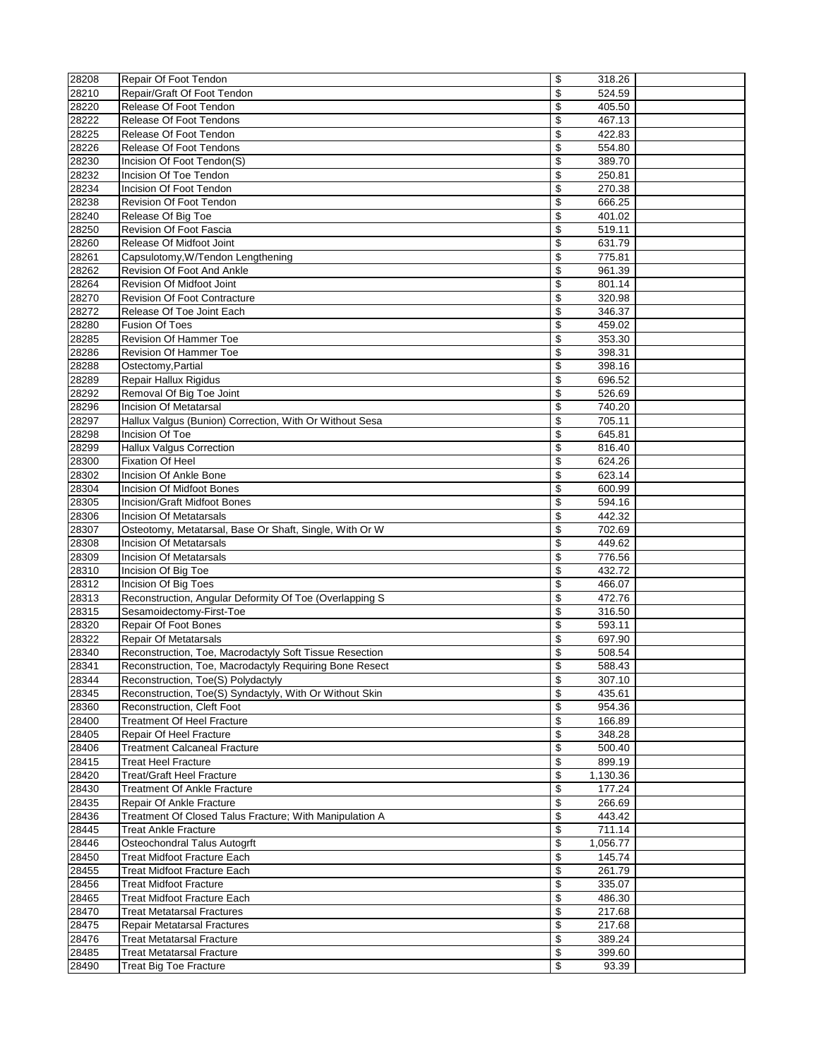| 28208 | Repair Of Foot Tendon | $ | 318.26 | |
|---|---|---|---|---|
| 28210 | Repair/Graft Of Foot Tendon | $ | 524.59 | |
| 28220 | Release Of Foot Tendon | $ | 405.50 | |
| 28222 | Release Of Foot Tendons | $ | 467.13 | |
| 28225 | Release Of Foot Tendon | $ | 422.83 | |
| 28226 | Release Of Foot Tendons | $ | 554.80 | |
| 28230 | Incision Of Foot Tendon(S) | $ | 389.70 | |
| 28232 | Incision Of Toe Tendon | $ | 250.81 | |
| 28234 | Incision Of Foot Tendon | $ | 270.38 | |
| 28238 | Revision Of Foot Tendon | $ | 666.25 | |
| 28240 | Release Of Big Toe | $ | 401.02 | |
| 28250 | Revision Of Foot Fascia | $ | 519.11 | |
| 28260 | Release Of Midfoot Joint | $ | 631.79 | |
| 28261 | Capsulotomy,W/Tendon Lengthening | $ | 775.81 | |
| 28262 | Revision Of Foot And Ankle | $ | 961.39 | |
| 28264 | Revision Of Midfoot Joint | $ | 801.14 | |
| 28270 | Revision Of Foot Contracture | $ | 320.98 | |
| 28272 | Release Of Toe Joint Each | $ | 346.37 | |
| 28280 | Fusion Of Toes | $ | 459.02 | |
| 28285 | Revision Of Hammer Toe | $ | 353.30 | |
| 28286 | Revision Of Hammer Toe | $ | 398.31 | |
| 28288 | Ostectomy,Partial | $ | 398.16 | |
| 28289 | Repair Hallux Rigidus | $ | 696.52 | |
| 28292 | Removal Of Big Toe Joint | $ | 526.69 | |
| 28296 | Incision Of Metatarsal | $ | 740.20 | |
| 28297 | Hallux Valgus (Bunion) Correction, With Or Without Sesa | $ | 705.11 | |
| 28298 | Incision Of Toe | $ | 645.81 | |
| 28299 | Hallux Valgus Correction | $ | 816.40 | |
| 28300 | Fixation Of Heel | $ | 624.26 | |
| 28302 | Incision Of Ankle Bone | $ | 623.14 | |
| 28304 | Incision Of Midfoot Bones | $ | 600.99 | |
| 28305 | Incision/Graft Midfoot Bones | $ | 594.16 | |
| 28306 | Incision Of Metatarsals | $ | 442.32 | |
| 28307 | Osteotomy, Metatarsal, Base Or Shaft, Single, With Or W | $ | 702.69 | |
| 28308 | Incision Of Metatarsals | $ | 449.62 | |
| 28309 | Incision Of Metatarsals | $ | 776.56 | |
| 28310 | Incision Of Big Toe | $ | 432.72 | |
| 28312 | Incision Of Big Toes | $ | 466.07 | |
| 28313 | Reconstruction, Angular Deformity Of Toe (Overlapping S | $ | 472.76 | |
| 28315 | Sesamoidectomy-First-Toe | $ | 316.50 | |
| 28320 | Repair Of Foot Bones | $ | 593.11 | |
| 28322 | Repair Of Metatarsals | $ | 697.90 | |
| 28340 | Reconstruction, Toe, Macrodactyly Soft Tissue Resection | $ | 508.54 | |
| 28341 | Reconstruction, Toe, Macrodactyly Requiring Bone Resect | $ | 588.43 | |
| 28344 | Reconstruction, Toe(S) Polydactyly | $ | 307.10 | |
| 28345 | Reconstruction, Toe(S) Syndactyly, With Or Without Skin | $ | 435.61 | |
| 28360 | Reconstruction, Cleft Foot | $ | 954.36 | |
| 28400 | Treatment Of Heel Fracture | $ | 166.89 | |
| 28405 | Repair Of Heel Fracture | $ | 348.28 | |
| 28406 | Treatment Calcaneal Fracture | $ | 500.40 | |
| 28415 | Treat Heel Fracture | $ | 899.19 | |
| 28420 | Treat/Graft Heel Fracture | $ | 1,130.36 | |
| 28430 | Treatment Of Ankle Fracture | $ | 177.24 | |
| 28435 | Repair Of Ankle Fracture | $ | 266.69 | |
| 28436 | Treatment Of Closed Talus Fracture; With Manipulation A | $ | 443.42 | |
| 28445 | Treat Ankle Fracture | $ | 711.14 | |
| 28446 | Osteochondral Talus Autogrft | $ | 1,056.77 | |
| 28450 | Treat Midfoot Fracture Each | $ | 145.74 | |
| 28455 | Treat Midfoot Fracture Each | $ | 261.79 | |
| 28456 | Treat Midfoot Fracture | $ | 335.07 | |
| 28465 | Treat Midfoot Fracture Each | $ | 486.30 | |
| 28470 | Treat Metatarsal Fractures | $ | 217.68 | |
| 28475 | Repair Metatarsal Fractures | $ | 217.68 | |
| 28476 | Treat Metatarsal Fracture | $ | 389.24 | |
| 28485 | Treat Metatarsal Fracture | $ | 399.60 | |
| 28490 | Treat Big Toe Fracture | $ | 93.39 | |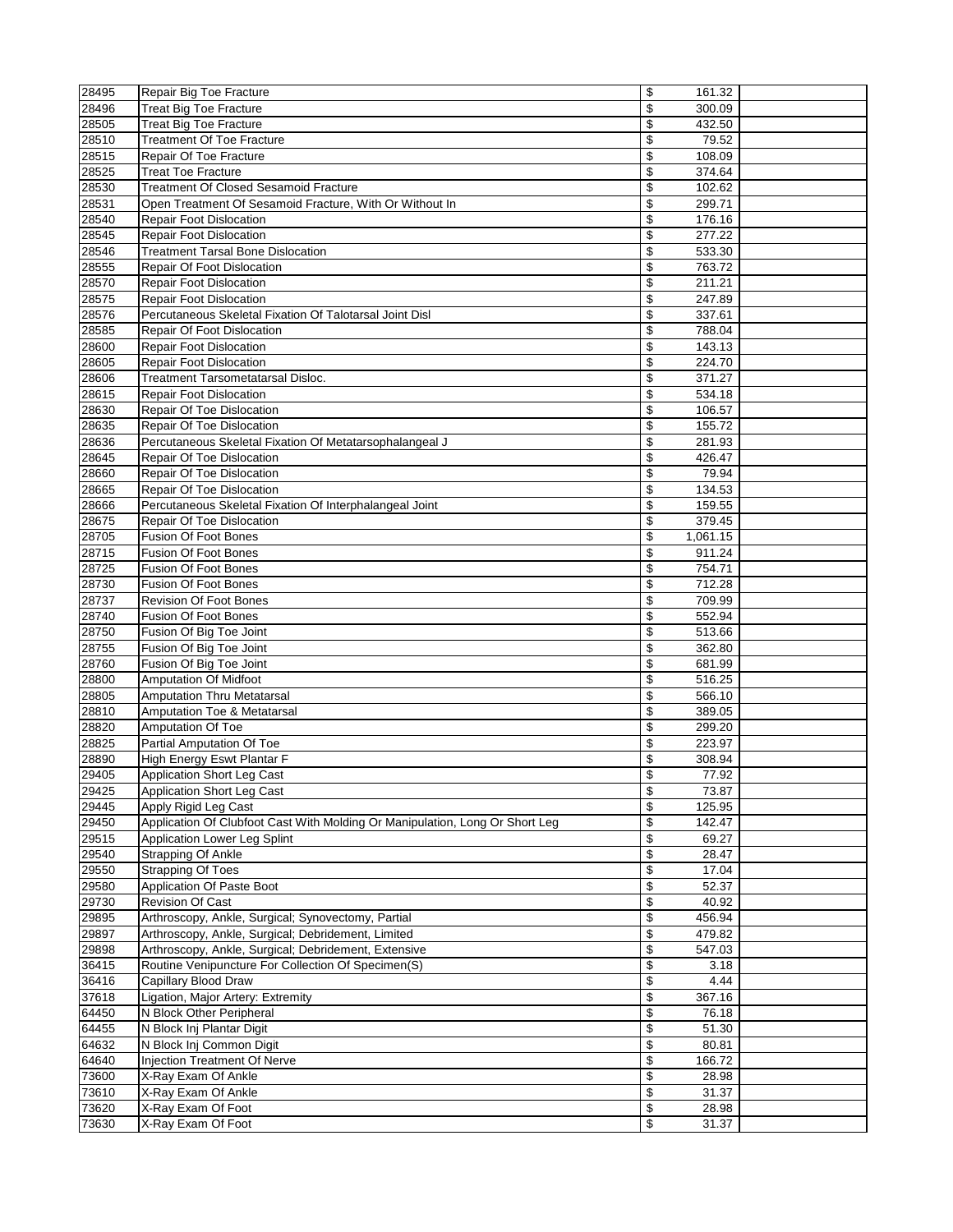| | | | | |
|---|---|---|---|---|
| 28495 | Repair Big Toe Fracture | $ | 161.32 | |
| 28496 | Treat Big Toe Fracture | $ | 300.09 | |
| 28505 | Treat Big Toe Fracture | $ | 432.50 | |
| 28510 | Treatment Of Toe Fracture | $ | 79.52 | |
| 28515 | Repair Of Toe Fracture | $ | 108.09 | |
| 28525 | Treat Toe Fracture | $ | 374.64 | |
| 28530 | Treatment Of Closed Sesamoid Fracture | $ | 102.62 | |
| 28531 | Open Treatment Of Sesamoid Fracture, With Or Without In | $ | 299.71 | |
| 28540 | Repair Foot Dislocation | $ | 176.16 | |
| 28545 | Repair Foot Dislocation | $ | 277.22 | |
| 28546 | Treatment Tarsal Bone Dislocation | $ | 533.30 | |
| 28555 | Repair Of Foot Dislocation | $ | 763.72 | |
| 28570 | Repair Foot Dislocation | $ | 211.21 | |
| 28575 | Repair Foot Dislocation | $ | 247.89 | |
| 28576 | Percutaneous Skeletal Fixation Of Talotarsal Joint Disl | $ | 337.61 | |
| 28585 | Repair Of Foot Dislocation | $ | 788.04 | |
| 28600 | Repair Foot Dislocation | $ | 143.13 | |
| 28605 | Repair Foot Dislocation | $ | 224.70 | |
| 28606 | Treatment Tarsometatarsal Disloc. | $ | 371.27 | |
| 28615 | Repair Foot Dislocation | $ | 534.18 | |
| 28630 | Repair Of Toe Dislocation | $ | 106.57 | |
| 28635 | Repair Of Toe Dislocation | $ | 155.72 | |
| 28636 | Percutaneous Skeletal Fixation Of Metatarsophalangeal J | $ | 281.93 | |
| 28645 | Repair Of Toe Dislocation | $ | 426.47 | |
| 28660 | Repair Of Toe Dislocation | $ | 79.94 | |
| 28665 | Repair Of Toe Dislocation | $ | 134.53 | |
| 28666 | Percutaneous Skeletal Fixation Of Interphalangeal Joint | $ | 159.55 | |
| 28675 | Repair Of Toe Dislocation | $ | 379.45 | |
| 28705 | Fusion Of Foot Bones | $ | 1,061.15 | |
| 28715 | Fusion Of Foot Bones | $ | 911.24 | |
| 28725 | Fusion Of Foot Bones | $ | 754.71 | |
| 28730 | Fusion Of Foot Bones | $ | 712.28 | |
| 28737 | Revision Of Foot Bones | $ | 709.99 | |
| 28740 | Fusion Of Foot Bones | $ | 552.94 | |
| 28750 | Fusion Of Big Toe Joint | $ | 513.66 | |
| 28755 | Fusion Of Big Toe Joint | $ | 362.80 | |
| 28760 | Fusion Of Big Toe Joint | $ | 681.99 | |
| 28800 | Amputation Of Midfoot | $ | 516.25 | |
| 28805 | Amputation Thru Metatarsal | $ | 566.10 | |
| 28810 | Amputation Toe & Metatarsal | $ | 389.05 | |
| 28820 | Amputation Of Toe | $ | 299.20 | |
| 28825 | Partial Amputation Of Toe | $ | 223.97 | |
| 28890 | High Energy Eswt Plantar F | $ | 308.94 | |
| 29405 | Application Short Leg Cast | $ | 77.92 | |
| 29425 | Application Short Leg Cast | $ | 73.87 | |
| 29445 | Apply Rigid Leg Cast | $ | 125.95 | |
| 29450 | Application Of Clubfoot Cast With Molding Or Manipulation, Long Or Short Leg | $ | 142.47 | |
| 29515 | Application Lower Leg Splint | $ | 69.27 | |
| 29540 | Strapping Of Ankle | $ | 28.47 | |
| 29550 | Strapping Of Toes | $ | 17.04 | |
| 29580 | Application Of Paste Boot | $ | 52.37 | |
| 29730 | Revision Of Cast | $ | 40.92 | |
| 29895 | Arthroscopy, Ankle, Surgical; Synovectomy, Partial | $ | 456.94 | |
| 29897 | Arthroscopy, Ankle, Surgical; Debridement, Limited | $ | 479.82 | |
| 29898 | Arthroscopy, Ankle, Surgical; Debridement, Extensive | $ | 547.03 | |
| 36415 | Routine Venipuncture For Collection Of Specimen(S) | $ | 3.18 | |
| 36416 | Capillary Blood Draw | $ | 4.44 | |
| 37618 | Ligation, Major Artery: Extremity | $ | 367.16 | |
| 64450 | N Block Other Peripheral | $ | 76.18 | |
| 64455 | N Block Inj Plantar Digit | $ | 51.30 | |
| 64632 | N Block Inj Common Digit | $ | 80.81 | |
| 64640 | Injection Treatment Of Nerve | $ | 166.72 | |
| 73600 | X-Ray Exam Of Ankle | $ | 28.98 | |
| 73610 | X-Ray Exam Of Ankle | $ | 31.37 | |
| 73620 | X-Ray Exam Of Foot | $ | 28.98 | |
| 73630 | X-Ray Exam Of Foot | $ | 31.37 | |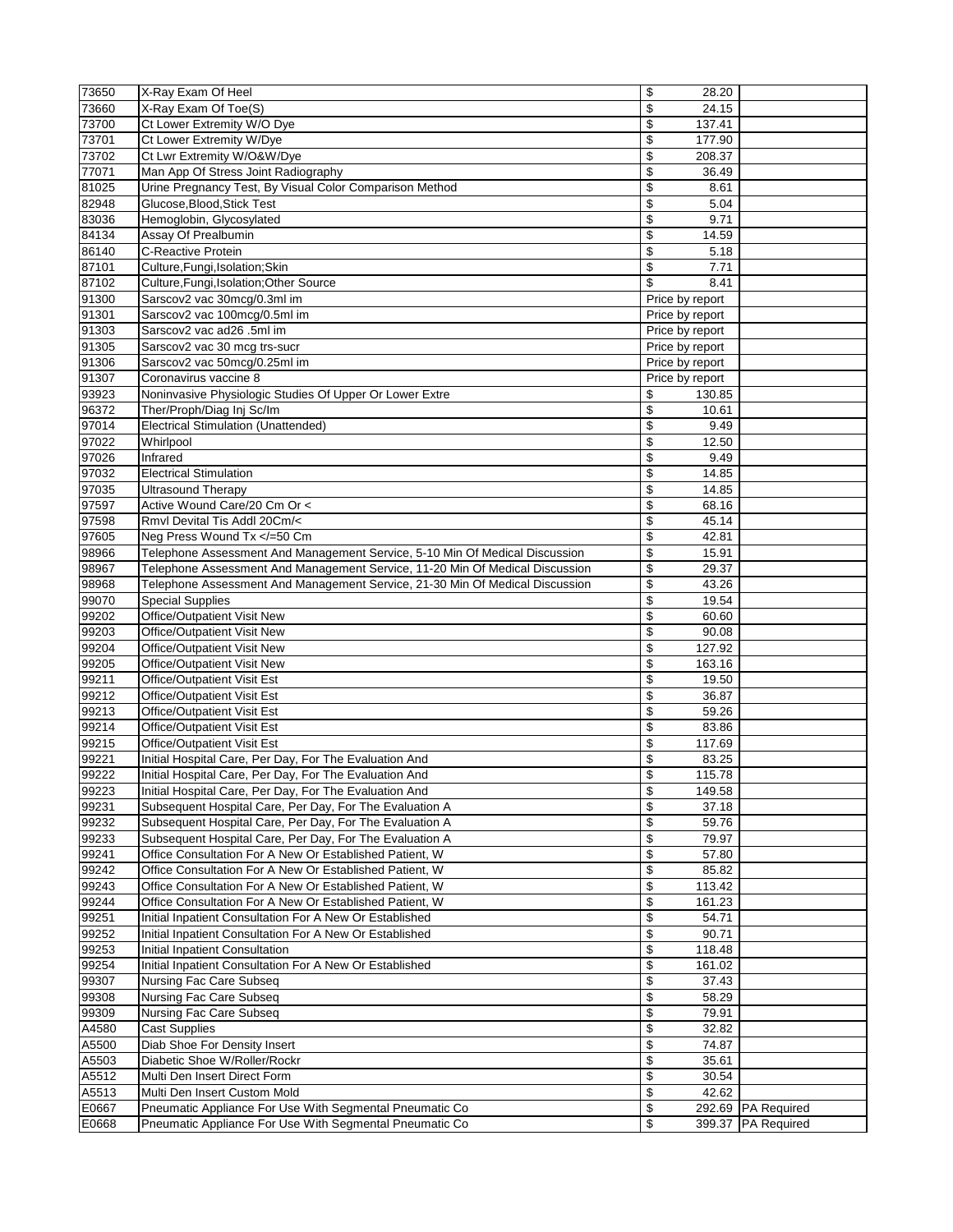| 73650 | X-Ray Exam Of Heel | $ 28.20 | |
|---|---|---|---|
| 73660 | X-Ray Exam Of Toe(S) | $ 24.15 | |
| 73700 | Ct Lower Extremity W/O Dye | $ 137.41 | |
| 73701 | Ct Lower Extremity W/Dye | $ 177.90 | |
| 73702 | Ct Lwr Extremity W/O&W/Dye | $ 208.37 | |
| 77071 | Man App Of Stress Joint Radiography | $ 36.49 | |
| 81025 | Urine Pregnancy Test, By Visual Color Comparison Method | $ 8.61 | |
| 82948 | Glucose,Blood,Stick Test | $ 5.04 | |
| 83036 | Hemoglobin, Glycosylated | $ 9.71 | |
| 84134 | Assay Of Prealbumin | $ 14.59 | |
| 86140 | C-Reactive Protein | $ 5.18 | |
| 87101 | Culture,Fungi,Isolation;Skin | $ 7.71 | |
| 87102 | Culture,Fungi,Isolation;Other Source | $ 8.41 | |
| 91300 | Sarscov2 vac 30mcg/0.3ml im | Price by report | |
| 91301 | Sarscov2 vac 100mcg/0.5ml im | Price by report | |
| 91303 | Sarscov2 vac ad26 .5ml im | Price by report | |
| 91305 | Sarscov2 vac 30 mcg trs-sucr | Price by report | |
| 91306 | Sarscov2 vac 50mcg/0.25ml im | Price by report | |
| 91307 | Coronavirus vaccine 8 | Price by report | |
| 93923 | Noninvasive Physiologic Studies Of Upper Or Lower Extre | $ 130.85 | |
| 96372 | Ther/Proph/Diag Inj Sc/Im | $ 10.61 | |
| 97014 | Electrical Stimulation (Unattended) | $ 9.49 | |
| 97022 | Whirlpool | $ 12.50 | |
| 97026 | Infrared | $ 9.49 | |
| 97032 | Electrical Stimulation | $ 14.85 | |
| 97035 | Ultrasound Therapy | $ 14.85 | |
| 97597 | Active Wound Care/20 Cm Or < | $ 68.16 | |
| 97598 | Rmvl Devital Tis Addl 20Cm/< | $ 45.14 | |
| 97605 | Neg Press Wound Tx </=50 Cm | $ 42.81 | |
| 98966 | Telephone Assessment And Management Service, 5-10 Min Of Medical Discussion | $ 15.91 | |
| 98967 | Telephone Assessment And Management Service, 11-20 Min Of Medical Discussion | $ 29.37 | |
| 98968 | Telephone Assessment And Management Service, 21-30 Min Of Medical Discussion | $ 43.26 | |
| 99070 | Special Supplies | $ 19.54 | |
| 99202 | Office/Outpatient Visit New | $ 60.60 | |
| 99203 | Office/Outpatient Visit New | $ 90.08 | |
| 99204 | Office/Outpatient Visit New | $ 127.92 | |
| 99205 | Office/Outpatient Visit New | $ 163.16 | |
| 99211 | Office/Outpatient Visit Est | $ 19.50 | |
| 99212 | Office/Outpatient Visit Est | $ 36.87 | |
| 99213 | Office/Outpatient Visit Est | $ 59.26 | |
| 99214 | Office/Outpatient Visit Est | $ 83.86 | |
| 99215 | Office/Outpatient Visit Est | $ 117.69 | |
| 99221 | Initial Hospital Care, Per Day, For The Evaluation And | $ 83.25 | |
| 99222 | Initial Hospital Care, Per Day, For The Evaluation And | $ 115.78 | |
| 99223 | Initial Hospital Care, Per Day, For The Evaluation And | $ 149.58 | |
| 99231 | Subsequent Hospital Care, Per Day, For The Evaluation A | $ 37.18 | |
| 99232 | Subsequent Hospital Care, Per Day, For The Evaluation A | $ 59.76 | |
| 99233 | Subsequent Hospital Care, Per Day, For The Evaluation A | $ 79.97 | |
| 99241 | Office Consultation For A New Or Established Patient, W | $ 57.80 | |
| 99242 | Office Consultation For A New Or Established Patient, W | $ 85.82 | |
| 99243 | Office Consultation For A New Or Established Patient, W | $ 113.42 | |
| 99244 | Office Consultation For A New Or Established Patient, W | $ 161.23 | |
| 99251 | Initial Inpatient Consultation For A New Or Established | $ 54.71 | |
| 99252 | Initial Inpatient Consultation For A New Or Established | $ 90.71 | |
| 99253 | Initial Inpatient Consultation | $ 118.48 | |
| 99254 | Initial Inpatient Consultation For A New Or Established | $ 161.02 | |
| 99307 | Nursing Fac Care Subseq | $ 37.43 | |
| 99308 | Nursing Fac Care Subseq | $ 58.29 | |
| 99309 | Nursing Fac Care Subseq | $ 79.91 | |
| A4580 | Cast Supplies | $ 32.82 | |
| A5500 | Diab Shoe For Density Insert | $ 74.87 | |
| A5503 | Diabetic Shoe W/Roller/Rockr | $ 35.61 | |
| A5512 | Multi Den Insert Direct Form | $ 30.54 | |
| A5513 | Multi Den Insert Custom Mold | $ 42.62 | |
| E0667 | Pneumatic Appliance For Use With Segmental Pneumatic Co | $ 292.69 | PA Required |
| E0668 | Pneumatic Appliance For Use With Segmental Pneumatic Co | $ 399.37 | PA Required |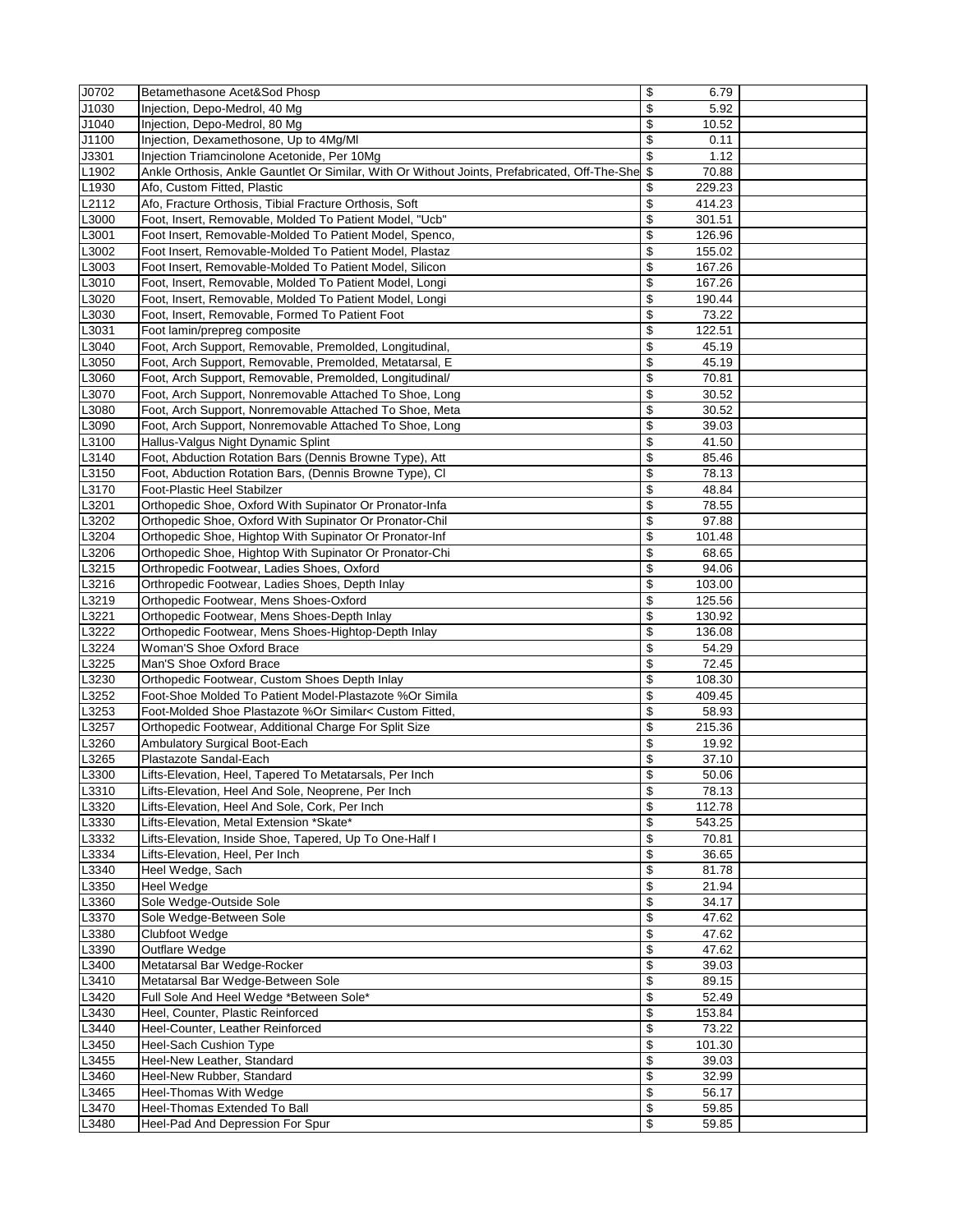| J0702 | Betamethasone Acet&Sod Phosp | $ | 6.79 | |
|---|---|---|---|---|
| J1030 | Injection, Depo-Medrol, 40 Mg | $ | 5.92 | |
| J1040 | Injection, Depo-Medrol, 80 Mg | $ | 10.52 | |
| J1100 | Injection, Dexamethosone, Up to 4Mg/Ml | $ | 0.11 | |
| J3301 | Injection Triamcinolone Acetonide, Per 10Mg | $ | 1.12 | |
| L1902 | Ankle Orthosis, Ankle Gauntlet Or Similar, With Or Without Joints, Prefabricated, Off-The-She | $ | 70.88 | |
| L1930 | Afo, Custom Fitted, Plastic | $ | 229.23 | |
| L2112 | Afo, Fracture Orthosis, Tibial Fracture Orthosis, Soft | $ | 414.23 | |
| L3000 | Foot, Insert, Removable, Molded To Patient Model, "Ucb" | $ | 301.51 | |
| L3001 | Foot Insert, Removable-Molded To Patient Model, Spenco, | $ | 126.96 | |
| L3002 | Foot Insert, Removable-Molded To Patient Model, Plastaz | $ | 155.02 | |
| L3003 | Foot Insert, Removable-Molded To Patient Model, Silicon | $ | 167.26 | |
| L3010 | Foot, Insert, Removable, Molded To Patient Model, Longi | $ | 167.26 | |
| L3020 | Foot, Insert, Removable, Molded To Patient Model, Longi | $ | 190.44 | |
| L3030 | Foot, Insert, Removable, Formed To Patient Foot | $ | 73.22 | |
| L3031 | Foot lamin/prepreg composite | $ | 122.51 | |
| L3040 | Foot, Arch Support, Removable, Premolded, Longitudinal, | $ | 45.19 | |
| L3050 | Foot, Arch Support, Removable, Premolded, Metatarsal, E | $ | 45.19 | |
| L3060 | Foot, Arch Support, Removable, Premolded, Longitudinal/ | $ | 70.81 | |
| L3070 | Foot, Arch Support, Nonremovable Attached To Shoe, Long | $ | 30.52 | |
| L3080 | Foot, Arch Support, Nonremovable Attached To Shoe, Meta | $ | 30.52 | |
| L3090 | Foot, Arch Support, Nonremovable Attached To Shoe, Long | $ | 39.03 | |
| L3100 | Hallus-Valgus Night Dynamic Splint | $ | 41.50 | |
| L3140 | Foot, Abduction Rotation Bars (Dennis Browne Type), Att | $ | 85.46 | |
| L3150 | Foot, Abduction Rotation Bars, (Dennis Browne Type), Cl | $ | 78.13 | |
| L3170 | Foot-Plastic Heel Stabilzer | $ | 48.84 | |
| L3201 | Orthopedic Shoe, Oxford With Supinator Or Pronator-Infa | $ | 78.55 | |
| L3202 | Orthopedic Shoe, Oxford With Supinator Or Pronator-Chil | $ | 97.88 | |
| L3204 | Orthopedic Shoe, Hightop With Supinator Or Pronator-Inf | $ | 101.48 | |
| L3206 | Orthopedic Shoe, Hightop With Supinator Or Pronator-Chi | $ | 68.65 | |
| L3215 | Orthrepedic Footwear, Ladies Shoes, Oxford | $ | 94.06 | |
| L3216 | Orthrepedic Footwear, Ladies Shoes, Depth Inlay | $ | 103.00 | |
| L3219 | Orthopedic Footwear, Mens Shoes-Oxford | $ | 125.56 | |
| L3221 | Orthopedic Footwear, Mens Shoes-Depth Inlay | $ | 130.92 | |
| L3222 | Orthopedic Footwear, Mens Shoes-Hightop-Depth Inlay | $ | 136.08 | |
| L3224 | Woman'S Shoe Oxford Brace | $ | 54.29 | |
| L3225 | Man'S Shoe Oxford Brace | $ | 72.45 | |
| L3230 | Orthopedic Footwear, Custom Shoes Depth Inlay | $ | 108.30 | |
| L3252 | Foot-Shoe Molded To Patient Model-Plastazote %Or Simila | $ | 409.45 | |
| L3253 | Foot-Molded Shoe Plastazote %Or Similar< Custom Fitted, | $ | 58.93 | |
| L3257 | Orthopedic Footwear, Additional Charge For Split Size | $ | 215.36 | |
| L3260 | Ambulatory Surgical Boot-Each | $ | 19.92 | |
| L3265 | Plastazote Sandal-Each | $ | 37.10 | |
| L3300 | Lifts-Elevation, Heel, Tapered To Metatarsals, Per Inch | $ | 50.06 | |
| L3310 | Lifts-Elevation, Heel And Sole, Neoprene, Per Inch | $ | 78.13 | |
| L3320 | Lifts-Elevation, Heel And Sole, Cork, Per Inch | $ | 112.78 | |
| L3330 | Lifts-Elevation, Metal Extension *Skate* | $ | 543.25 | |
| L3332 | Lifts-Elevation, Inside Shoe, Tapered, Up To One-Half I | $ | 70.81 | |
| L3334 | Lifts-Elevation, Heel, Per Inch | $ | 36.65 | |
| L3340 | Heel Wedge, Sach | $ | 81.78 | |
| L3350 | Heel Wedge | $ | 21.94 | |
| L3360 | Sole Wedge-Outside Sole | $ | 34.17 | |
| L3370 | Sole Wedge-Between Sole | $ | 47.62 | |
| L3380 | Clubfoot Wedge | $ | 47.62 | |
| L3390 | Outflare Wedge | $ | 47.62 | |
| L3400 | Metatarsal Bar Wedge-Rocker | $ | 39.03 | |
| L3410 | Metatarsal Bar Wedge-Between Sole | $ | 89.15 | |
| L3420 | Full Sole And Heel Wedge *Between Sole* | $ | 52.49 | |
| L3430 | Heel, Counter, Plastic Reinforced | $ | 153.84 | |
| L3440 | Heel-Counter, Leather Reinforced | $ | 73.22 | |
| L3450 | Heel-Sach Cushion Type | $ | 101.30 | |
| L3455 | Heel-New Leather, Standard | $ | 39.03 | |
| L3460 | Heel-New Rubber, Standard | $ | 32.99 | |
| L3465 | Heel-Thomas With Wedge | $ | 56.17 | |
| L3470 | Heel-Thomas Extended To Ball | $ | 59.85 | |
| L3480 | Heel-Pad And Depression For Spur | $ | 59.85 | |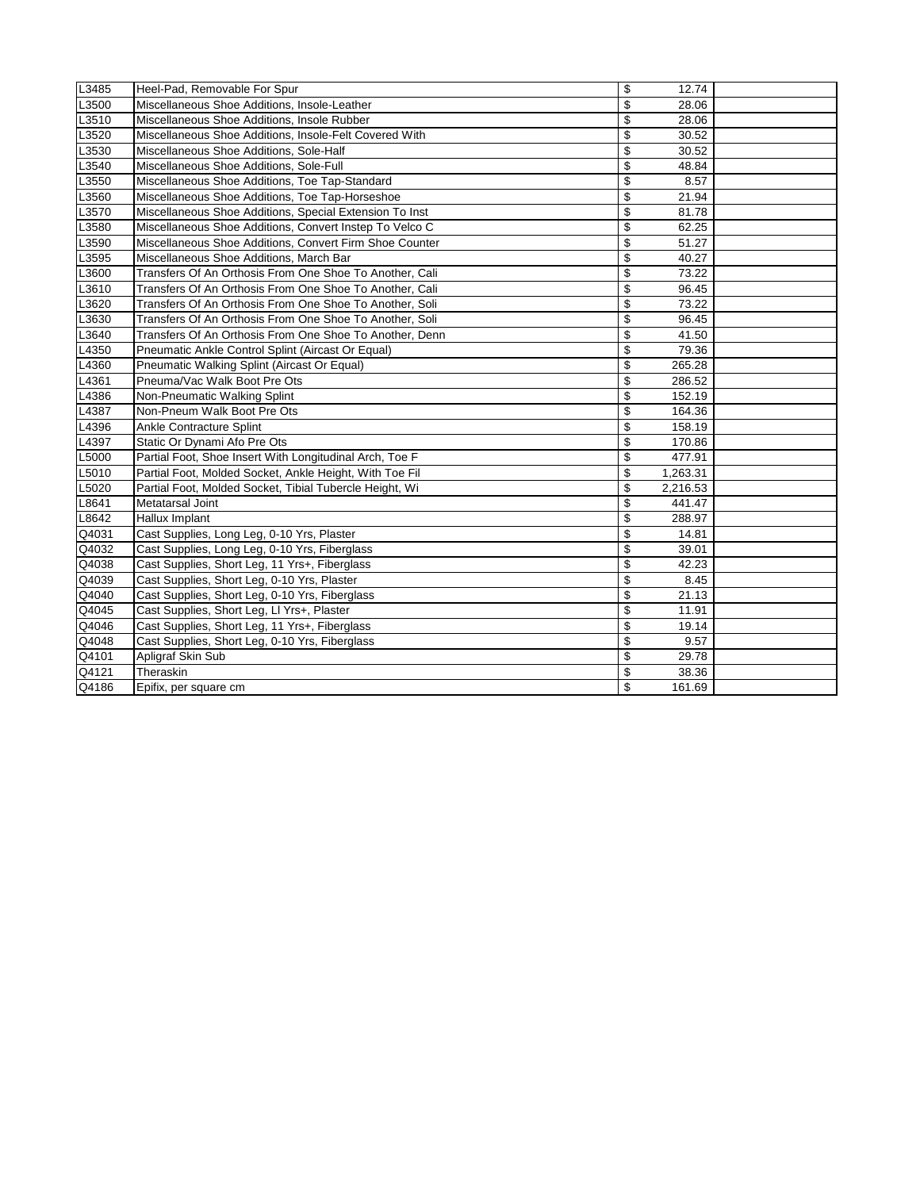| | | | | |
|---|---|---|---|---|
| L3485 | Heel-Pad, Removable For Spur | $ | 12.74 | |
| L3500 | Miscellaneous Shoe Additions, Insole-Leather | $ | 28.06 | |
| L3510 | Miscellaneous Shoe Additions, Insole Rubber | $ | 28.06 | |
| L3520 | Miscellaneous Shoe Additions, Insole-Felt Covered With | $ | 30.52 | |
| L3530 | Miscellaneous Shoe Additions, Sole-Half | $ | 30.52 | |
| L3540 | Miscellaneous Shoe Additions, Sole-Full | $ | 48.84 | |
| L3550 | Miscellaneous Shoe Additions, Toe Tap-Standard | $ | 8.57 | |
| L3560 | Miscellaneous Shoe Additions, Toe Tap-Horseshoe | $ | 21.94 | |
| L3570 | Miscellaneous Shoe Additions, Special Extension To Inst | $ | 81.78 | |
| L3580 | Miscellaneous Shoe Additions, Convert Instep To Velco C | $ | 62.25 | |
| L3590 | Miscellaneous Shoe Additions, Convert Firm Shoe Counter | $ | 51.27 | |
| L3595 | Miscellaneous Shoe Additions, March Bar | $ | 40.27 | |
| L3600 | Transfers Of An Orthosis From One Shoe To Another, Cali | $ | 73.22 | |
| L3610 | Transfers Of An Orthosis From One Shoe To Another, Cali | $ | 96.45 | |
| L3620 | Transfers Of An Orthosis From One Shoe To Another, Soli | $ | 73.22 | |
| L3630 | Transfers Of An Orthosis From One Shoe To Another, Soli | $ | 96.45 | |
| L3640 | Transfers Of An Orthosis From One Shoe To Another, Denn | $ | 41.50 | |
| L4350 | Pneumatic Ankle Control Splint (Aircast Or Equal) | $ | 79.36 | |
| L4360 | Pneumatic Walking Splint (Aircast Or Equal) | $ | 265.28 | |
| L4361 | Pneuma/Vac Walk Boot Pre Ots | $ | 286.52 | |
| L4386 | Non-Pneumatic Walking Splint | $ | 152.19 | |
| L4387 | Non-Pneum Walk Boot Pre Ots | $ | 164.36 | |
| L4396 | Ankle Contracture Splint | $ | 158.19 | |
| L4397 | Static Or Dynami Afo Pre Ots | $ | 170.86 | |
| L5000 | Partial Foot, Shoe Insert With Longitudinal Arch, Toe F | $ | 477.91 | |
| L5010 | Partial Foot, Molded Socket, Ankle Height, With Toe Fil | $ | 1,263.31 | |
| L5020 | Partial Foot, Molded Socket, Tibial Tubercle Height, Wi | $ | 2,216.53 | |
| L8641 | Metatarsal Joint | $ | 441.47 | |
| L8642 | Hallux Implant | $ | 288.97 | |
| Q4031 | Cast Supplies, Long Leg, 0-10 Yrs, Plaster | $ | 14.81 | |
| Q4032 | Cast Supplies, Long Leg, 0-10 Yrs, Fiberglass | $ | 39.01 | |
| Q4038 | Cast Supplies, Short Leg, 11 Yrs+, Fiberglass | $ | 42.23 | |
| Q4039 | Cast Supplies, Short Leg, 0-10 Yrs, Plaster | $ | 8.45 | |
| Q4040 | Cast Supplies, Short Leg, 0-10 Yrs, Fiberglass | $ | 21.13 | |
| Q4045 | Cast Supplies, Short Leg, Ll Yrs+, Plaster | $ | 11.91 | |
| Q4046 | Cast Supplies, Short Leg, 11 Yrs+, Fiberglass | $ | 19.14 | |
| Q4048 | Cast Supplies, Short Leg, 0-10 Yrs, Fiberglass | $ | 9.57 | |
| Q4101 | Apligraf Skin Sub | $ | 29.78 | |
| Q4121 | Theraskin | $ | 38.36 | |
| Q4186 | Epifix, per square cm | $ | 161.69 | |